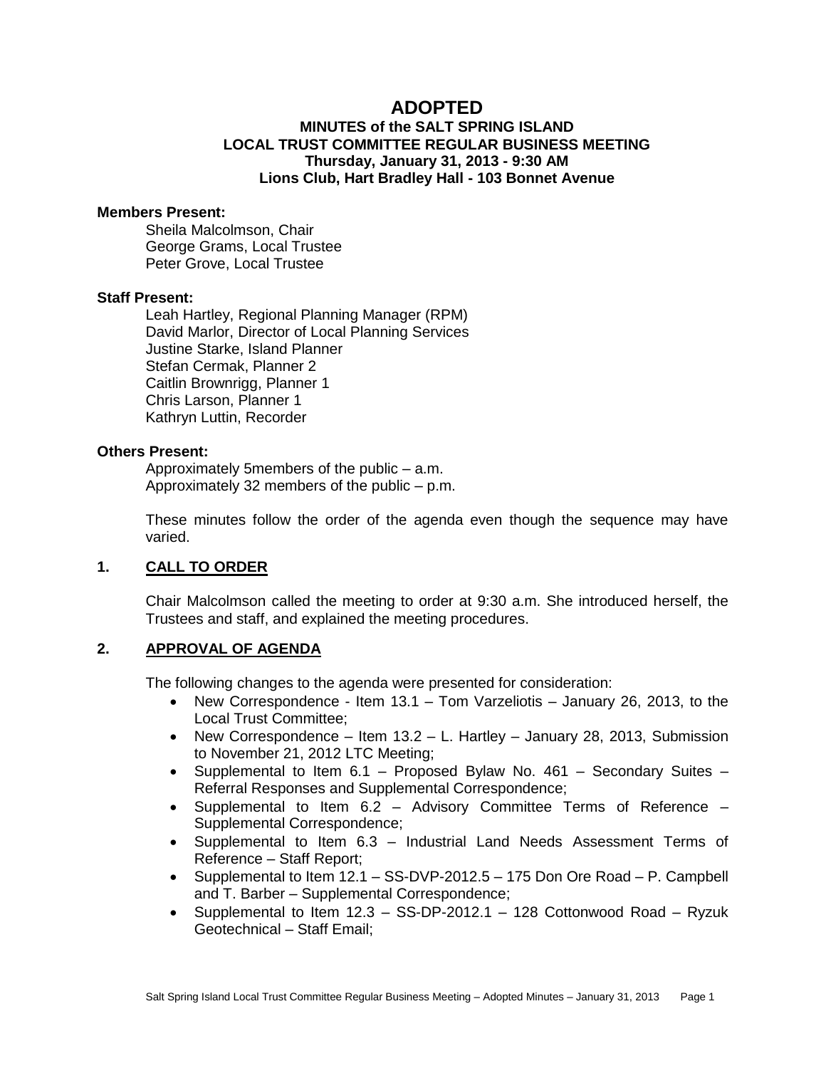# ADOPTED

## MINUTES of the SALT SPRING ISLAND LOCAL TRUST COMMITTEE REGULAR BUSINESS MEETING
**Thursday, January 31, 2013 - 9:30 AM**
**Lions Club, Hart Bradley Hall - 103 Bonnet Avenue**

**Members Present:**

Sheila Malcolmson, Chair
George Grams, Local Trustee
Peter Grove, Local Trustee

**Staff Present:**

Leah Hartley, Regional Planning Manager (RPM)
David Marlor, Director of Local Planning Services
Justine Starke, Island Planner
Stefan Cermak, Planner 2
Caitlin Brownrigg, Planner 1
Chris Larson, Planner 1
Kathryn Luttin, Recorder

**Others Present:**

Approximately 5members of the public – a.m.
Approximately 32 members of the public – p.m.

These minutes follow the order of the agenda even though the sequence may have varied.

## 1. CALL TO ORDER

Chair Malcolmson called the meeting to order at 9:30 a.m. She introduced herself, the Trustees and staff, and explained the meeting procedures.

## 2. APPROVAL OF AGENDA

The following changes to the agenda were presented for consideration:

- New Correspondence - Item 13.1 – Tom Varzeliotis – January 26, 2013, to the Local Trust Committee;
- New Correspondence – Item 13.2 – L. Hartley – January 28, 2013, Submission to November 21, 2012 LTC Meeting;
- Supplemental to Item 6.1 – Proposed Bylaw No. 461 – Secondary Suites – Referral Responses and Supplemental Correspondence;
- Supplemental to Item 6.2 – Advisory Committee Terms of Reference – Supplemental Correspondence;
- Supplemental to Item 6.3 – Industrial Land Needs Assessment Terms of Reference – Staff Report;
- Supplemental to Item 12.1 – SS-DVP-2012.5 – 175 Don Ore Road – P. Campbell and T. Barber – Supplemental Correspondence;
- Supplemental to Item 12.3 – SS-DP-2012.1 – 128 Cottonwood Road – Ryzuk Geotechnical – Staff Email;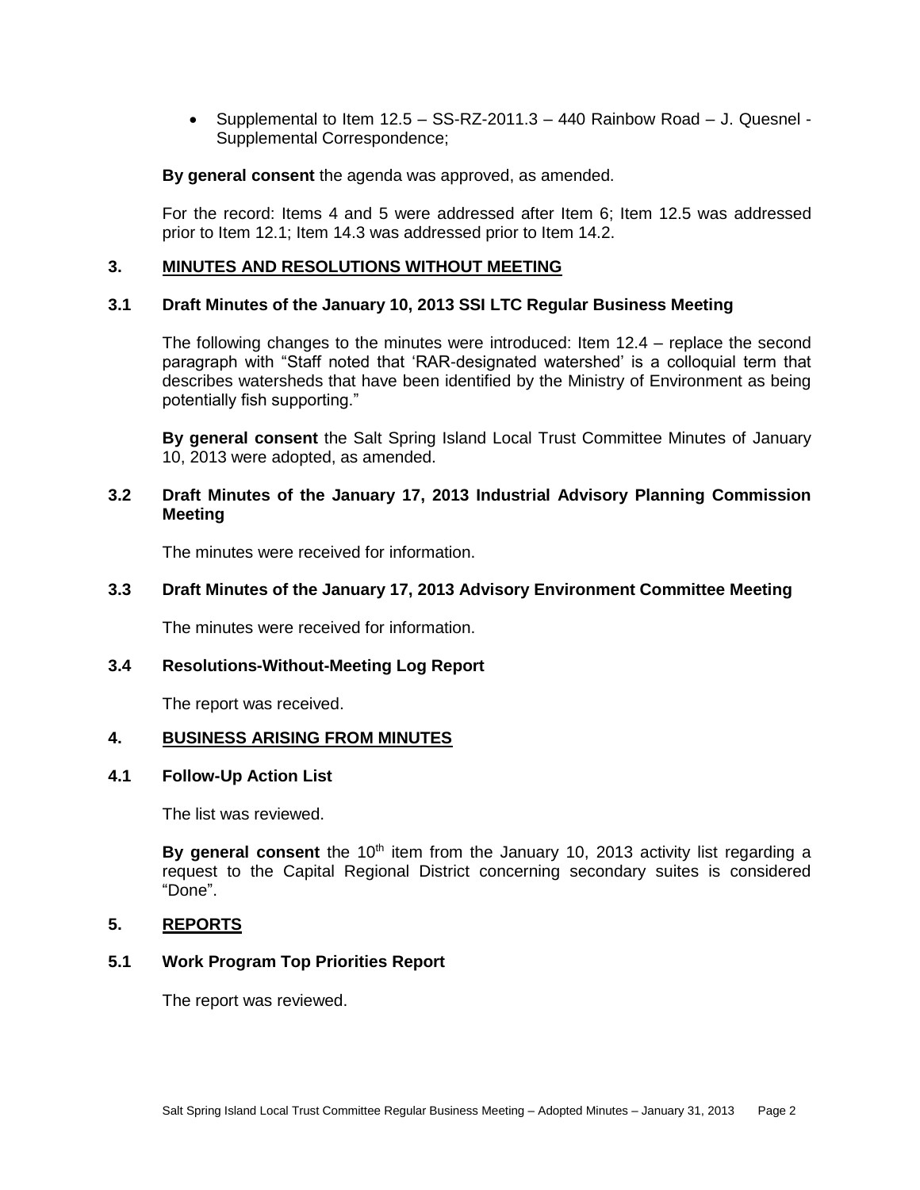- Supplemental to Item 12.5 – SS-RZ-2011.3 – 440 Rainbow Road – J. Quesnel - Supplemental Correspondence;

**By general consent** the agenda was approved, as amended.

For the record: Items 4 and 5 were addressed after Item 6; Item 12.5 was addressed prior to Item 12.1; Item 14.3 was addressed prior to Item 14.2.

## 3. MINUTES AND RESOLUTIONS WITHOUT MEETING

### 3.1 Draft Minutes of the January 10, 2013 SSI LTC Regular Business Meeting

The following changes to the minutes were introduced: Item 12.4 – replace the second paragraph with "Staff noted that 'RAR-designated watershed' is a colloquial term that describes watersheds that have been identified by the Ministry of Environment as being potentially fish supporting."

**By general consent** the Salt Spring Island Local Trust Committee Minutes of January 10, 2013 were adopted, as amended.

### 3.2 Draft Minutes of the January 17, 2013 Industrial Advisory Planning Commission Meeting

The minutes were received for information.

### 3.3 Draft Minutes of the January 17, 2013 Advisory Environment Committee Meeting

The minutes were received for information.

### 3.4 Resolutions-Without-Meeting Log Report

The report was received.

## 4. BUSINESS ARISING FROM MINUTES

### 4.1 Follow-Up Action List

The list was reviewed.

**By general consent** the 10th item from the January 10, 2013 activity list regarding a request to the Capital Regional District concerning secondary suites is considered "Done".

## 5. REPORTS

### 5.1 Work Program Top Priorities Report

The report was reviewed.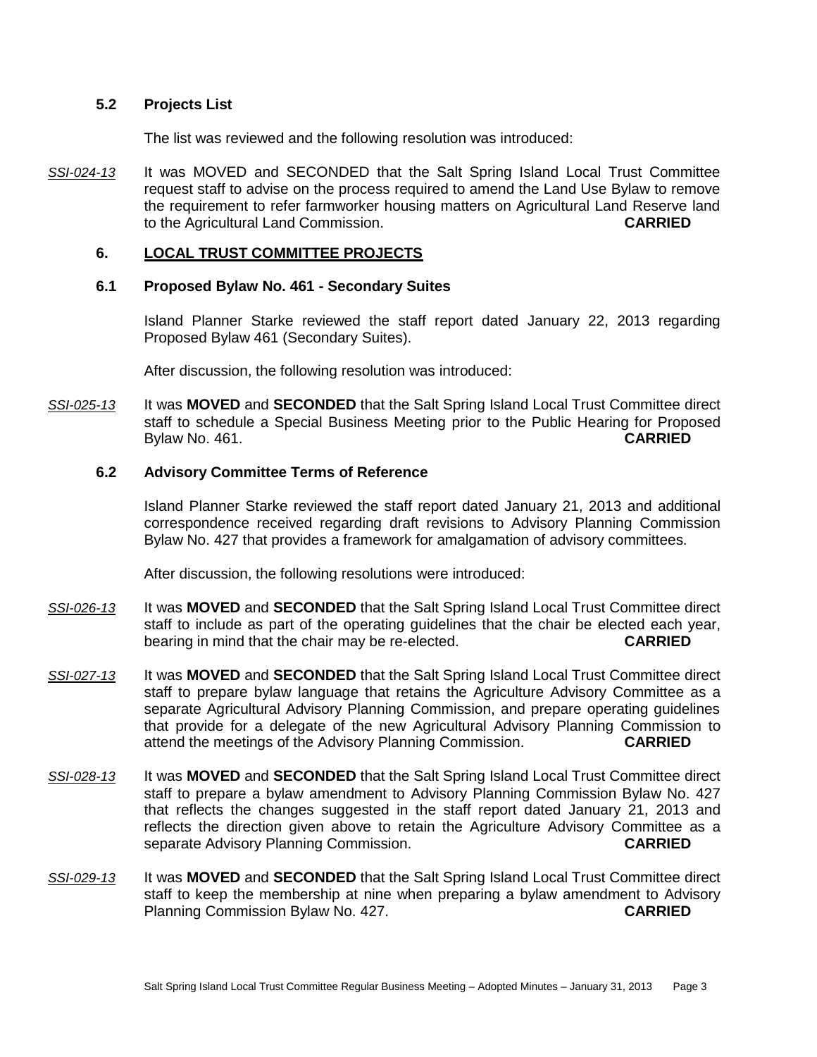### 5.2 Projects List

The list was reviewed and the following resolution was introduced:

*SSI-024-13* It was MOVED and SECONDED that the Salt Spring Island Local Trust Committee request staff to advise on the process required to amend the Land Use Bylaw to remove the requirement to refer farmworker housing matters on Agricultural Land Reserve land to the Agricultural Land Commission. **CARRIED**

## 6. LOCAL TRUST COMMITTEE PROJECTS

### 6.1 Proposed Bylaw No. 461 - Secondary Suites

Island Planner Starke reviewed the staff report dated January 22, 2013 regarding Proposed Bylaw 461 (Secondary Suites).

After discussion, the following resolution was introduced:

*SSI-025-13* It was **MOVED** and **SECONDED** that the Salt Spring Island Local Trust Committee direct staff to schedule a Special Business Meeting prior to the Public Hearing for Proposed Bylaw No. 461. **CARRIED**

### 6.2 Advisory Committee Terms of Reference

Island Planner Starke reviewed the staff report dated January 21, 2013 and additional correspondence received regarding draft revisions to Advisory Planning Commission Bylaw No. 427 that provides a framework for amalgamation of advisory committees.

After discussion, the following resolutions were introduced:

*SSI-026-13* It was **MOVED** and **SECONDED** that the Salt Spring Island Local Trust Committee direct staff to include as part of the operating guidelines that the chair be elected each year, bearing in mind that the chair may be re-elected. **CARRIED**

*SSI-027-13* It was **MOVED** and **SECONDED** that the Salt Spring Island Local Trust Committee direct staff to prepare bylaw language that retains the Agriculture Advisory Committee as a separate Agricultural Advisory Planning Commission, and prepare operating guidelines that provide for a delegate of the new Agricultural Advisory Planning Commission to attend the meetings of the Advisory Planning Commission. **CARRIED**

*SSI-028-13* It was **MOVED** and **SECONDED** that the Salt Spring Island Local Trust Committee direct staff to prepare a bylaw amendment to Advisory Planning Commission Bylaw No. 427 that reflects the changes suggested in the staff report dated January 21, 2013 and reflects the direction given above to retain the Agriculture Advisory Committee as a separate Advisory Planning Commission. **CARRIED**

*SSI-029-13* It was **MOVED** and **SECONDED** that the Salt Spring Island Local Trust Committee direct staff to keep the membership at nine when preparing a bylaw amendment to Advisory Planning Commission Bylaw No. 427. **CARRIED**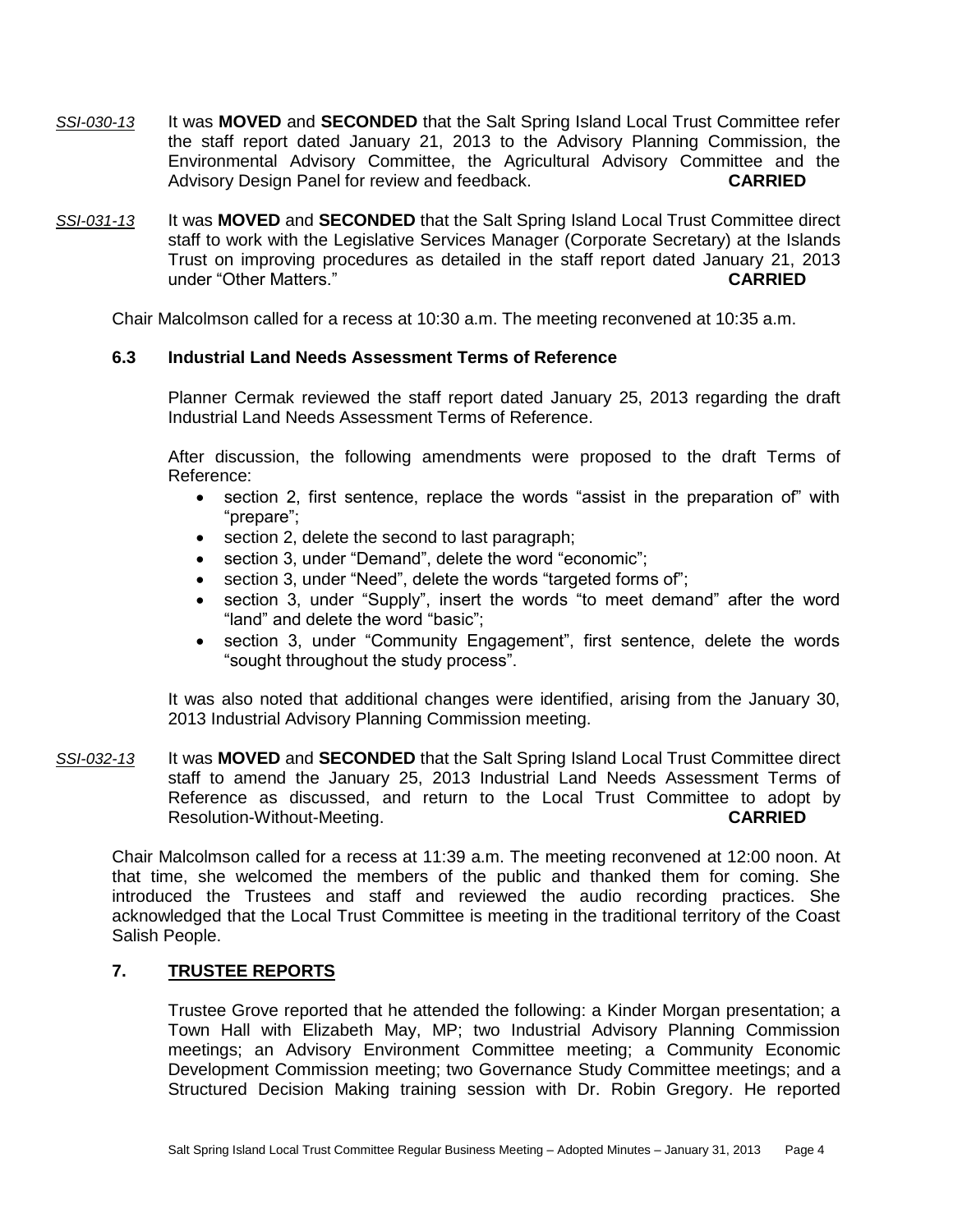*SSI-030-13* It was **MOVED** and **SECONDED** that the Salt Spring Island Local Trust Committee refer the staff report dated January 21, 2013 to the Advisory Planning Commission, the Environmental Advisory Committee, the Agricultural Advisory Committee and the Advisory Design Panel for review and feedback. **CARRIED**

*SSI-031-13* It was **MOVED** and **SECONDED** that the Salt Spring Island Local Trust Committee direct staff to work with the Legislative Services Manager (Corporate Secretary) at the Islands Trust on improving procedures as detailed in the staff report dated January 21, 2013 under "Other Matters." **CARRIED**

Chair Malcolmson called for a recess at 10:30 a.m. The meeting reconvened at 10:35 a.m.

### 6.3 Industrial Land Needs Assessment Terms of Reference

Planner Cermak reviewed the staff report dated January 25, 2013 regarding the draft Industrial Land Needs Assessment Terms of Reference.

After discussion, the following amendments were proposed to the draft Terms of Reference:

- section 2, first sentence, replace the words "assist in the preparation of" with "prepare";
- section 2, delete the second to last paragraph;
- section 3, under "Demand", delete the word "economic";
- section 3, under "Need", delete the words "targeted forms of";
- section 3, under "Supply", insert the words "to meet demand" after the word "land" and delete the word "basic";
- section 3, under "Community Engagement", first sentence, delete the words "sought throughout the study process".

It was also noted that additional changes were identified, arising from the January 30, 2013 Industrial Advisory Planning Commission meeting.

*SSI-032-13* It was **MOVED** and **SECONDED** that the Salt Spring Island Local Trust Committee direct staff to amend the January 25, 2013 Industrial Land Needs Assessment Terms of Reference as discussed, and return to the Local Trust Committee to adopt by Resolution-Without-Meeting. **CARRIED**

Chair Malcolmson called for a recess at 11:39 a.m. The meeting reconvened at 12:00 noon. At that time, she welcomed the members of the public and thanked them for coming. She introduced the Trustees and staff and reviewed the audio recording practices. She acknowledged that the Local Trust Committee is meeting in the traditional territory of the Coast Salish People.

## 7. TRUSTEE REPORTS

Trustee Grove reported that he attended the following: a Kinder Morgan presentation; a Town Hall with Elizabeth May, MP; two Industrial Advisory Planning Commission meetings; an Advisory Environment Committee meeting; a Community Economic Development Commission meeting; two Governance Study Committee meetings; and a Structured Decision Making training session with Dr. Robin Gregory. He reported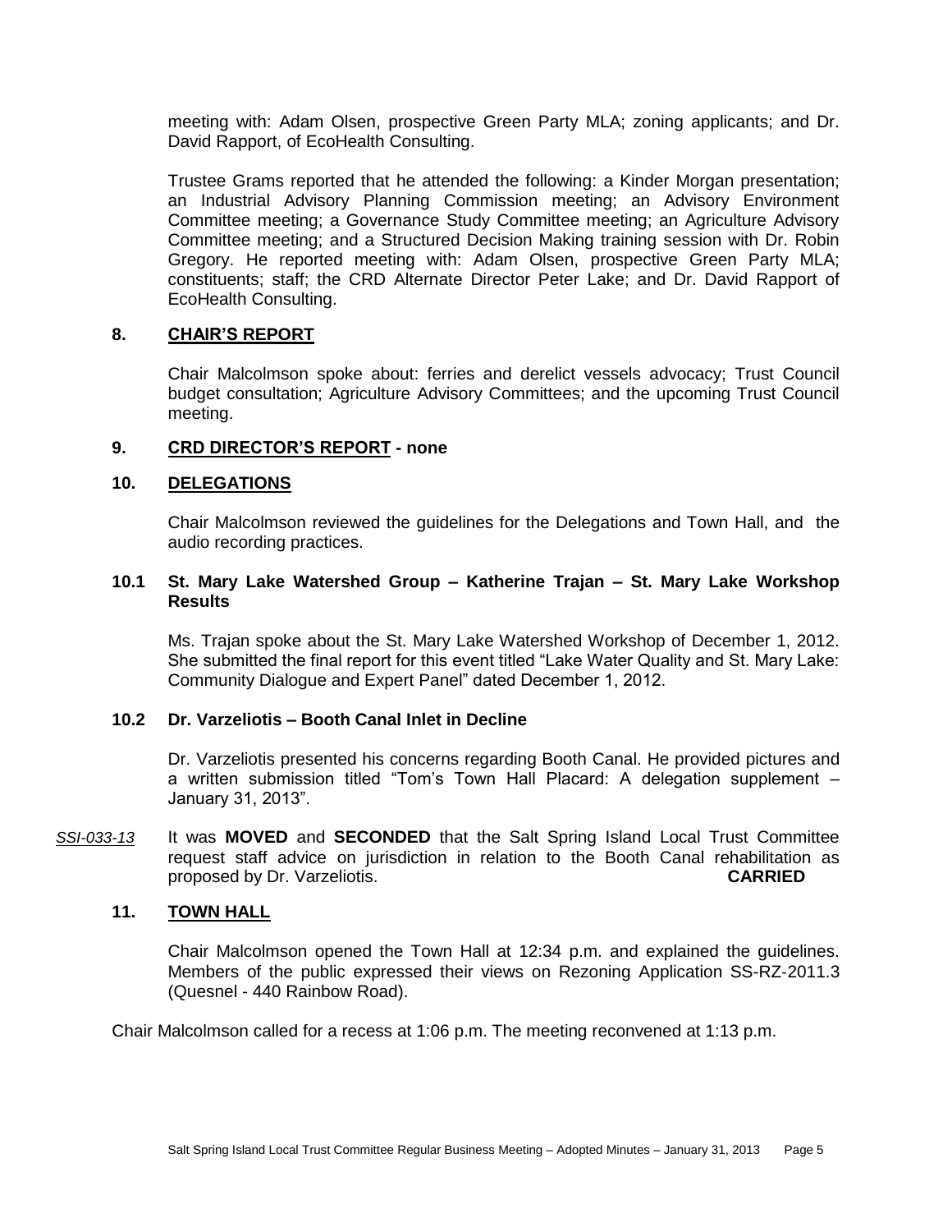meeting with: Adam Olsen, prospective Green Party MLA; zoning applicants; and Dr. David Rapport, of EcoHealth Consulting.

Trustee Grams reported that he attended the following: a Kinder Morgan presentation; an Industrial Advisory Planning Commission meeting; an Advisory Environment Committee meeting; a Governance Study Committee meeting; an Agriculture Advisory Committee meeting; and a Structured Decision Making training session with Dr. Robin Gregory. He reported meeting with: Adam Olsen, prospective Green Party MLA; constituents; staff; the CRD Alternate Director Peter Lake; and Dr. David Rapport of EcoHealth Consulting.

## 8. CHAIR'S REPORT

Chair Malcolmson spoke about: ferries and derelict vessels advocacy; Trust Council budget consultation; Agriculture Advisory Committees; and the upcoming Trust Council meeting.

## 9. CRD DIRECTOR'S REPORT - none

## 10. DELEGATIONS

Chair Malcolmson reviewed the guidelines for the Delegations and Town Hall, and the audio recording practices.

### 10.1 St. Mary Lake Watershed Group – Katherine Trajan – St. Mary Lake Workshop Results

Ms. Trajan spoke about the St. Mary Lake Watershed Workshop of December 1, 2012. She submitted the final report for this event titled "Lake Water Quality and St. Mary Lake: Community Dialogue and Expert Panel" dated December 1, 2012.

### 10.2 Dr. Varzeliotis – Booth Canal Inlet in Decline

Dr. Varzeliotis presented his concerns regarding Booth Canal. He provided pictures and a written submission titled "Tom's Town Hall Placard: A delegation supplement – January 31, 2013".

*SSI-033-13* It was **MOVED** and **SECONDED** that the Salt Spring Island Local Trust Committee request staff advice on jurisdiction in relation to the Booth Canal rehabilitation as proposed by Dr. Varzeliotis. **CARRIED**

## 11. TOWN HALL

Chair Malcolmson opened the Town Hall at 12:34 p.m. and explained the guidelines. Members of the public expressed their views on Rezoning Application SS-RZ-2011.3 (Quesnel - 440 Rainbow Road).

Chair Malcolmson called for a recess at 1:06 p.m. The meeting reconvened at 1:13 p.m.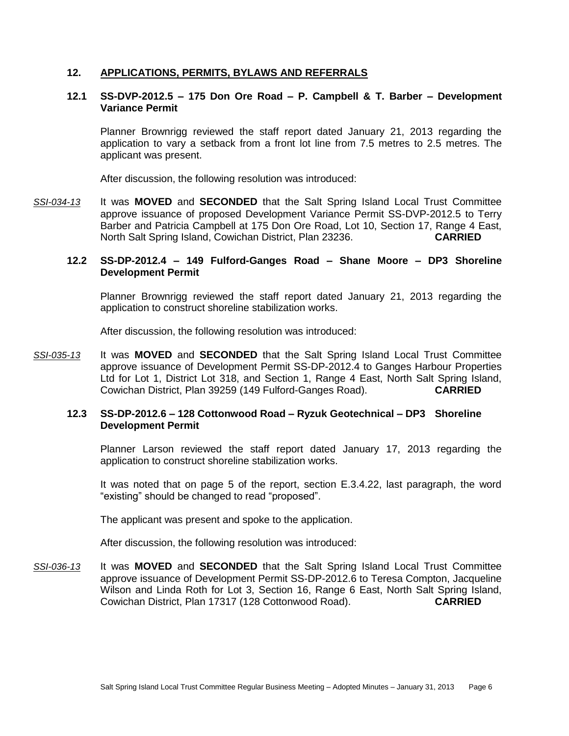## 12. APPLICATIONS, PERMITS, BYLAWS AND REFERRALS

### 12.1 SS-DVP-2012.5 – 175 Don Ore Road – P. Campbell & T. Barber – Development Variance Permit

Planner Brownrigg reviewed the staff report dated January 21, 2013 regarding the application to vary a setback from a front lot line from 7.5 metres to 2.5 metres. The applicant was present.

After discussion, the following resolution was introduced:

*SSI-034-13* It was **MOVED** and **SECONDED** that the Salt Spring Island Local Trust Committee approve issuance of proposed Development Variance Permit SS-DVP-2012.5 to Terry Barber and Patricia Campbell at 175 Don Ore Road, Lot 10, Section 17, Range 4 East, North Salt Spring Island, Cowichan District, Plan 23236. **CARRIED**

### 12.2 SS-DP-2012.4 – 149 Fulford-Ganges Road – Shane Moore – DP3 Shoreline Development Permit

Planner Brownrigg reviewed the staff report dated January 21, 2013 regarding the application to construct shoreline stabilization works.

After discussion, the following resolution was introduced:

*SSI-035-13* It was **MOVED** and **SECONDED** that the Salt Spring Island Local Trust Committee approve issuance of Development Permit SS-DP-2012.4 to Ganges Harbour Properties Ltd for Lot 1, District Lot 318, and Section 1, Range 4 East, North Salt Spring Island, Cowichan District, Plan 39259 (149 Fulford-Ganges Road). **CARRIED**

### 12.3 SS-DP-2012.6 – 128 Cottonwood Road – Ryzuk Geotechnical – DP3 Shoreline Development Permit

Planner Larson reviewed the staff report dated January 17, 2013 regarding the application to construct shoreline stabilization works.

It was noted that on page 5 of the report, section E.3.4.22, last paragraph, the word "existing" should be changed to read "proposed".

The applicant was present and spoke to the application.

After discussion, the following resolution was introduced:

*SSI-036-13* It was **MOVED** and **SECONDED** that the Salt Spring Island Local Trust Committee approve issuance of Development Permit SS-DP-2012.6 to Teresa Compton, Jacqueline Wilson and Linda Roth for Lot 3, Section 16, Range 6 East, North Salt Spring Island, Cowichan District, Plan 17317 (128 Cottonwood Road). **CARRIED**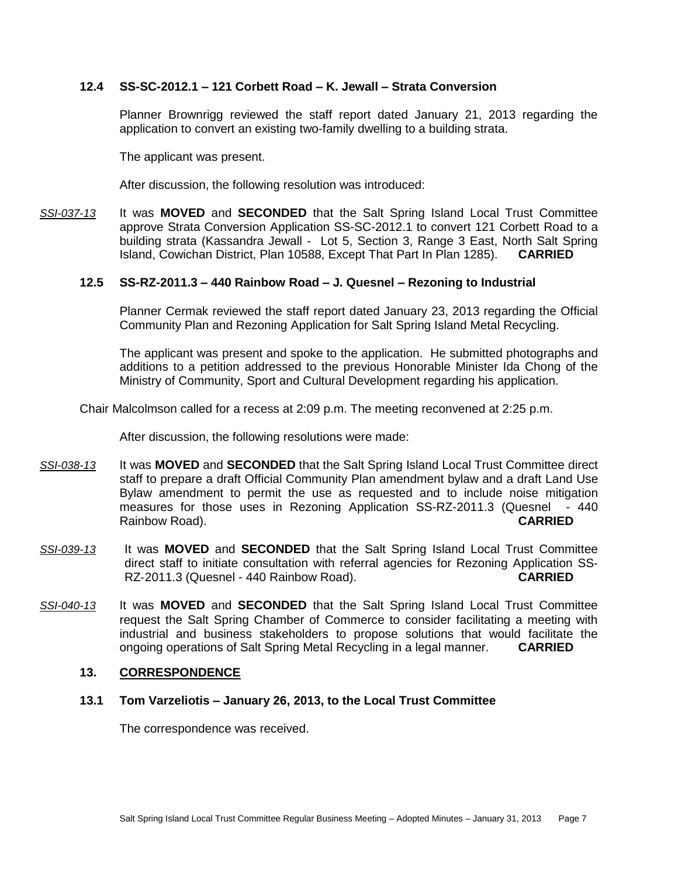### 12.4 SS-SC-2012.1 – 121 Corbett Road – K. Jewall – Strata Conversion

Planner Brownrigg reviewed the staff report dated January 21, 2013 regarding the application to convert an existing two-family dwelling to a building strata.

The applicant was present.

After discussion, the following resolution was introduced:

*SSI-037-13* It was **MOVED** and **SECONDED** that the Salt Spring Island Local Trust Committee approve Strata Conversion Application SS-SC-2012.1 to convert 121 Corbett Road to a building strata (Kassandra Jewall - Lot 5, Section 3, Range 3 East, North Salt Spring Island, Cowichan District, Plan 10588, Except That Part In Plan 1285). **CARRIED**

### 12.5 SS-RZ-2011.3 – 440 Rainbow Road – J. Quesnel – Rezoning to Industrial

Planner Cermak reviewed the staff report dated January 23, 2013 regarding the Official Community Plan and Rezoning Application for Salt Spring Island Metal Recycling.

The applicant was present and spoke to the application. He submitted photographs and additions to a petition addressed to the previous Honorable Minister Ida Chong of the Ministry of Community, Sport and Cultural Development regarding his application.

Chair Malcolmson called for a recess at 2:09 p.m. The meeting reconvened at 2:25 p.m.

After discussion, the following resolutions were made:

*SSI-038-13* It was **MOVED** and **SECONDED** that the Salt Spring Island Local Trust Committee direct staff to prepare a draft Official Community Plan amendment bylaw and a draft Land Use Bylaw amendment to permit the use as requested and to include noise mitigation measures for those uses in Rezoning Application SS-RZ-2011.3 (Quesnel - 440 Rainbow Road). **CARRIED**

*SSI-039-13* It was **MOVED** and **SECONDED** that the Salt Spring Island Local Trust Committee direct staff to initiate consultation with referral agencies for Rezoning Application SS-RZ-2011.3 (Quesnel - 440 Rainbow Road). **CARRIED**

*SSI-040-13* It was **MOVED** and **SECONDED** that the Salt Spring Island Local Trust Committee request the Salt Spring Chamber of Commerce to consider facilitating a meeting with industrial and business stakeholders to propose solutions that would facilitate the ongoing operations of Salt Spring Metal Recycling in a legal manner. **CARRIED**

## 13. CORRESPONDENCE

### 13.1 Tom Varzeliotis – January 26, 2013, to the Local Trust Committee

The correspondence was received.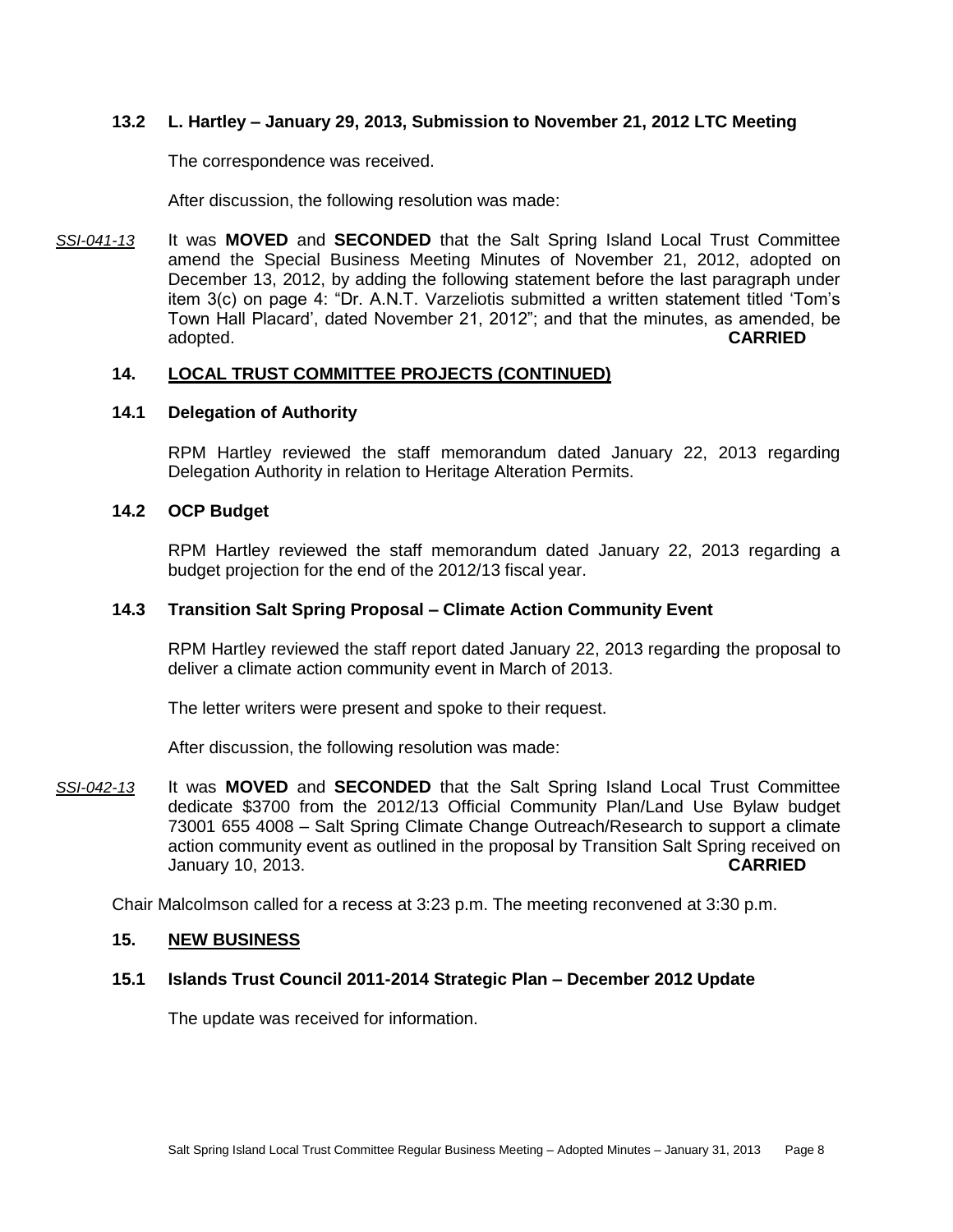### 13.2 L. Hartley – January 29, 2013, Submission to November 21, 2012 LTC Meeting

The correspondence was received.

After discussion, the following resolution was made:

*SSI-041-13* It was **MOVED** and **SECONDED** that the Salt Spring Island Local Trust Committee amend the Special Business Meeting Minutes of November 21, 2012, adopted on December 13, 2012, by adding the following statement before the last paragraph under item 3(c) on page 4: "Dr. A.N.T. Varzeliotis submitted a written statement titled 'Tom's Town Hall Placard', dated November 21, 2012"; and that the minutes, as amended, be adopted. **CARRIED**

## 14. LOCAL TRUST COMMITTEE PROJECTS (CONTINUED)

### 14.1 Delegation of Authority

RPM Hartley reviewed the staff memorandum dated January 22, 2013 regarding Delegation Authority in relation to Heritage Alteration Permits.

### 14.2 OCP Budget

RPM Hartley reviewed the staff memorandum dated January 22, 2013 regarding a budget projection for the end of the 2012/13 fiscal year.

### 14.3 Transition Salt Spring Proposal – Climate Action Community Event

RPM Hartley reviewed the staff report dated January 22, 2013 regarding the proposal to deliver a climate action community event in March of 2013.

The letter writers were present and spoke to their request.

After discussion, the following resolution was made:

*SSI-042-13* It was **MOVED** and **SECONDED** that the Salt Spring Island Local Trust Committee dedicate $3700 from the 2012/13 Official Community Plan/Land Use Bylaw budget 73001 655 4008 – Salt Spring Climate Change Outreach/Research to support a climate action community event as outlined in the proposal by Transition Salt Spring received on January 10, 2013. **CARRIED**

Chair Malcolmson called for a recess at 3:23 p.m. The meeting reconvened at 3:30 p.m.

## 15. NEW BUSINESS

### 15.1 Islands Trust Council 2011-2014 Strategic Plan – December 2012 Update

The update was received for information.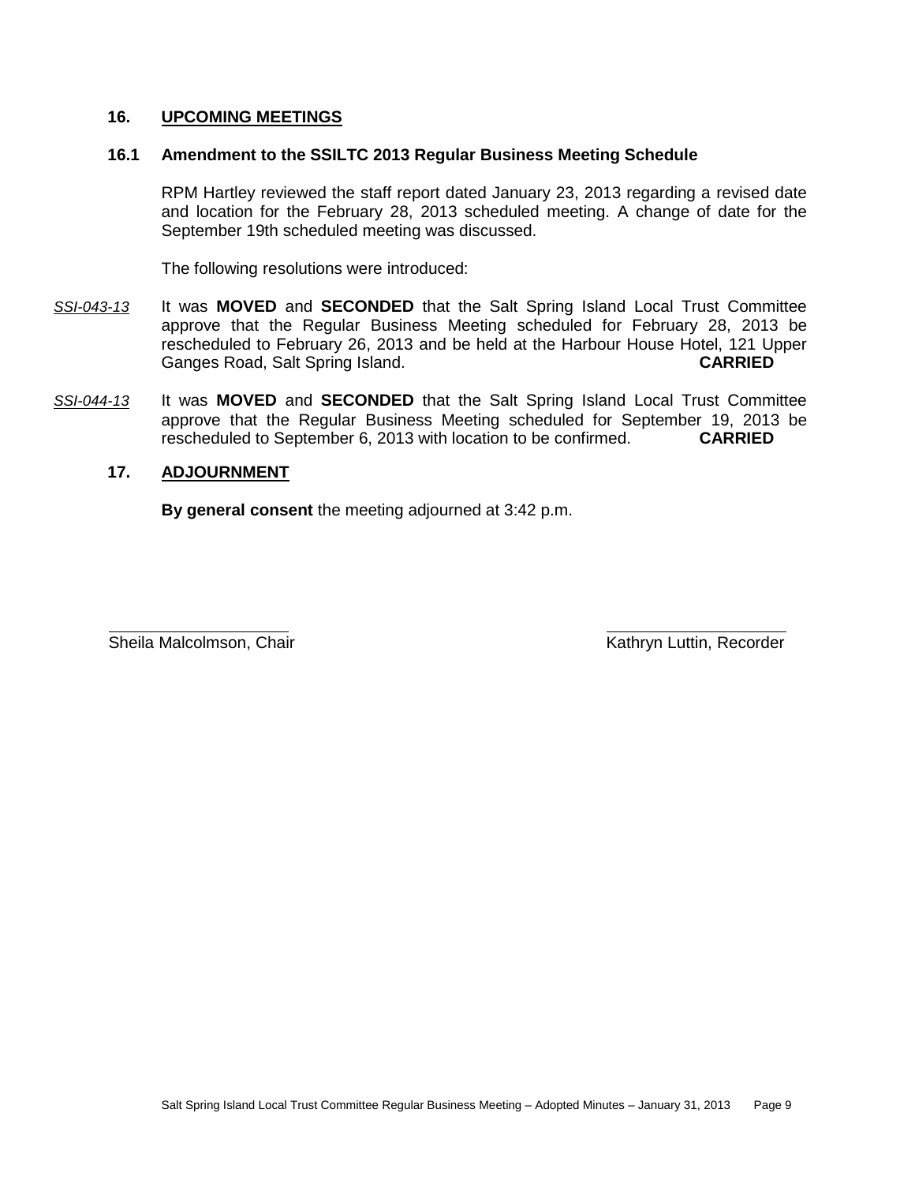## 16. UPCOMING MEETINGS

### 16.1 Amendment to the SSILTC 2013 Regular Business Meeting Schedule

RPM Hartley reviewed the staff report dated January 23, 2013 regarding a revised date and location for the February 28, 2013 scheduled meeting. A change of date for the September 19th scheduled meeting was discussed.

The following resolutions were introduced:

*SSI-043-13* It was **MOVED** and **SECONDED** that the Salt Spring Island Local Trust Committee approve that the Regular Business Meeting scheduled for February 28, 2013 be rescheduled to February 26, 2013 and be held at the Harbour House Hotel, 121 Upper Ganges Road, Salt Spring Island. **CARRIED**

*SSI-044-13* It was **MOVED** and **SECONDED** that the Salt Spring Island Local Trust Committee approve that the Regular Business Meeting scheduled for September 19, 2013 be rescheduled to September 6, 2013 with location to be confirmed. **CARRIED**

## 17. ADJOURNMENT

**By general consent** the meeting adjourned at 3:42 p.m.

Sheila Malcolmson, Chair

Kathryn Luttin, Recorder